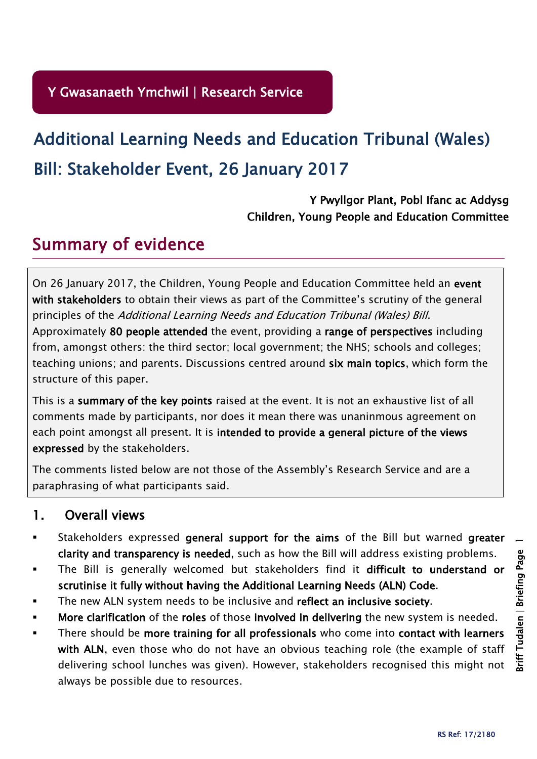Y Gwasanaeth Ymchwil | Research Service

# Additional Learning Needs and Education Tribunal (Wales) Bill: Stakeholder Event, 26 January 2017

Y Pwyllgor Plant, Pobl Ifanc ac Addysg
Children, Young People and Education Committee

## Summary of evidence

On 26 January 2017, the Children, Young People and Education Committee held an **event with stakeholders** to obtain their views as part of the Committee's scrutiny of the general principles of the *Additional Learning Needs and Education Tribunal (Wales) Bill*. Approximately **80 people attended** the event, providing a **range of perspectives** including from, amongst others: the third sector; local government; the NHS; schools and colleges; teaching unions; and parents. Discussions centred around **six main topics**, which form the structure of this paper.

This is a **summary of the key points** raised at the event. It is not an exhaustive list of all comments made by participants, nor does it mean there was unaninmous agreement on each point amongst all present. It is **intended to provide a general picture of the views expressed** by the stakeholders.

The comments listed below are not those of the Assembly's Research Service and are a paraphrasing of what participants said.

### 1. Overall views

- Stakeholders expressed **general support for the aims** of the Bill but warned **greater clarity and transparency is needed**, such as how the Bill will address existing problems.
- The Bill is generally welcomed but stakeholders find it **difficult to understand or scrutinise it fully without having the Additional Learning Needs (ALN) Code**.
- The new ALN system needs to be inclusive and **reflect an inclusive society**.
- **More clarification** of the **roles** of those **involved in delivering** the new system is needed.
- There should be **more training for all professionals** who come into **contact with learners with ALN**, even those who do not have an obvious teaching role (the example of staff delivering school lunches was given). However, stakeholders recognised this might not always be possible due to resources.

RS Ref: 17/2180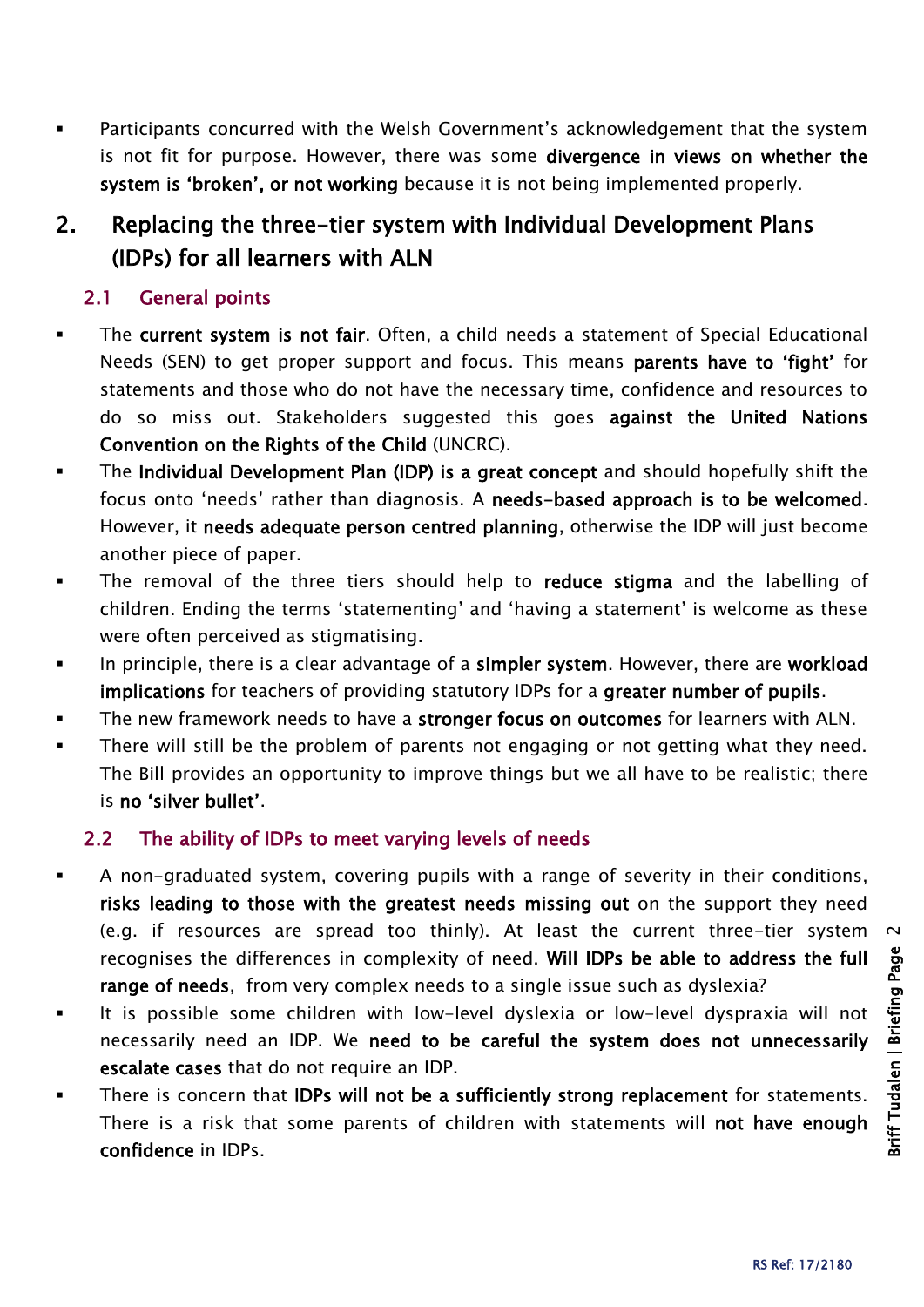- Participants concurred with the Welsh Government's acknowledgement that the system is not fit for purpose. However, there was some **divergence in views on whether the system is 'broken', or not working** because it is not being implemented properly.

## 2. Replacing the three-tier system with Individual Development Plans (IDPs) for all learners with ALN

### 2.1 General points

- The **current system is not fair**. Often, a child needs a statement of Special Educational Needs (SEN) to get proper support and focus. This means **parents have to 'fight'** for statements and those who do not have the necessary time, confidence and resources to do so miss out. Stakeholders suggested this goes **against the United Nations Convention on the Rights of the Child** (UNCRC).
- The **Individual Development Plan (IDP) is a great concept** and should hopefully shift the focus onto 'needs' rather than diagnosis. A **needs-based approach is to be welcomed**. However, it **needs adequate person centred planning**, otherwise the IDP will just become another piece of paper.
- The removal of the three tiers should help to **reduce stigma** and the labelling of children. Ending the terms 'statementing' and 'having a statement' is welcome as these were often perceived as stigmatising.
- In principle, there is a clear advantage of a **simpler system**. However, there are **workload implications** for teachers of providing statutory IDPs for a **greater number of pupils**.
- The new framework needs to have a **stronger focus on outcomes** for learners with ALN.
- There will still be the problem of parents not engaging or not getting what they need. The Bill provides an opportunity to improve things but we all have to be realistic; there is **no 'silver bullet'**.

### 2.2 The ability of IDPs to meet varying levels of needs

- A non-graduated system, covering pupils with a range of severity in their conditions, **risks leading to those with the greatest needs missing out** on the support they need (e.g. if resources are spread too thinly). At least the current three-tier system recognises the differences in complexity of need. **Will IDPs be able to address the full range of needs**, from very complex needs to a single issue such as dyslexia?
- It is possible some children with low-level dyslexia or low-level dyspraxia will not necessarily need an IDP. We **need to be careful the system does not unnecessarily escalate cases** that do not require an IDP.
- There is concern that **IDPs will not be a sufficiently strong replacement** for statements. There is a risk that some parents of children with statements will **not have enough confidence** in IDPs.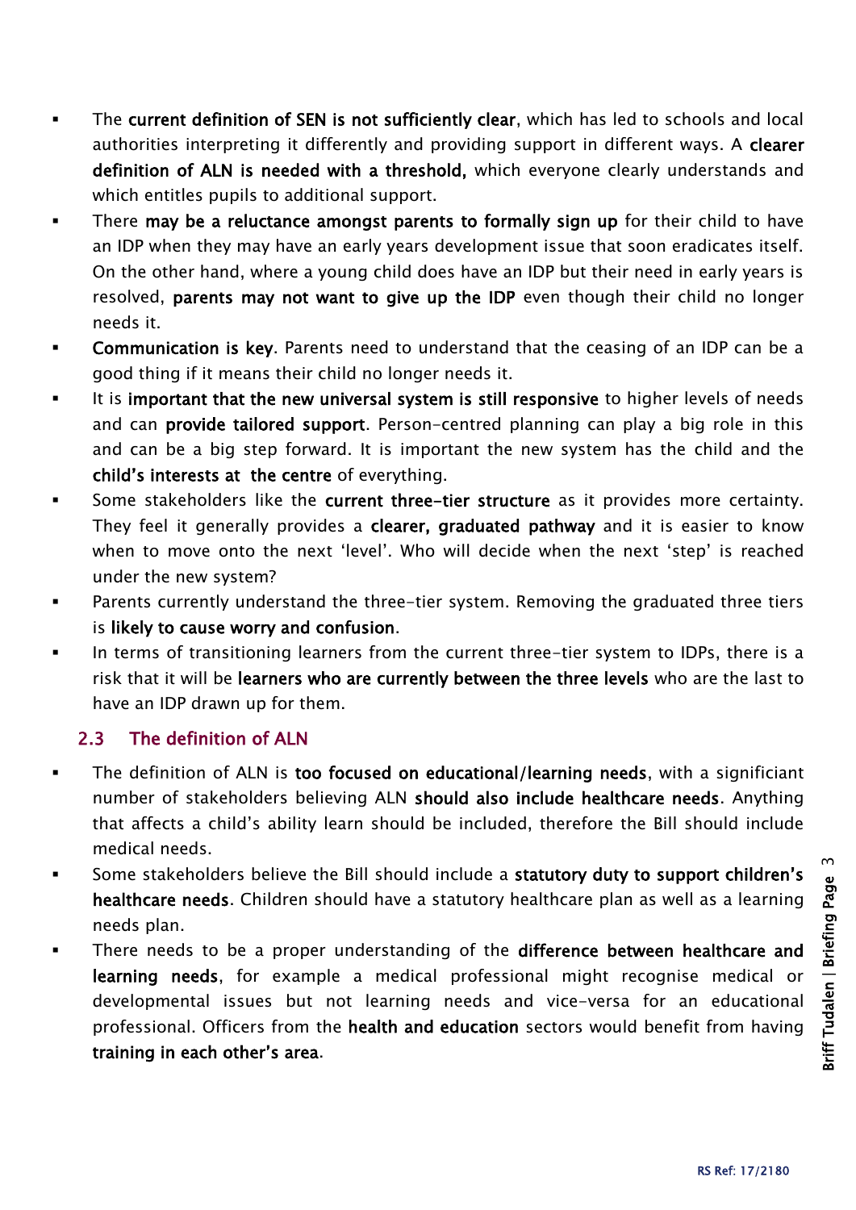- The **current definition of SEN is not sufficiently clear**, which has led to schools and local authorities interpreting it differently and providing support in different ways. A **clearer definition of ALN is needed with a threshold,** which everyone clearly understands and which entitles pupils to additional support.
- There **may be a reluctance amongst parents to formally sign up** for their child to have an IDP when they may have an early years development issue that soon eradicates itself. On the other hand, where a young child does have an IDP but their need in early years is resolved, **parents may not want to give up the IDP** even though their child no longer needs it.
- **Communication is key**. Parents need to understand that the ceasing of an IDP can be a good thing if it means their child no longer needs it.
- It is **important that the new universal system is still responsive** to higher levels of needs and can **provide tailored support**. Person-centred planning can play a big role in this and can be a big step forward. It is important the new system has the child and the **child's interests at the centre** of everything.
- Some stakeholders like the **current three-tier structure** as it provides more certainty. They feel it generally provides a **clearer, graduated pathway** and it is easier to know when to move onto the next 'level'. Who will decide when the next 'step' is reached under the new system?
- Parents currently understand the three-tier system. Removing the graduated three tiers is **likely to cause worry and confusion**.
- In terms of transitioning learners from the current three-tier system to IDPs, there is a risk that it will be **learners who are currently between the three levels** who are the last to have an IDP drawn up for them.

## 2.3 The definition of ALN

- The definition of ALN is **too focused on educational/learning needs**, with a signifiicant number of stakeholders believing ALN **should also include healthcare needs**. Anything that affects a child's ability learn should be included, therefore the Bill should include medical needs.
- Some stakeholders believe the Bill should include a **statutory duty to support children's healthcare needs**. Children should have a statutory healthcare plan as well as a learning needs plan.
- There needs to be a proper understanding of the **difference between healthcare and learning needs**, for example a medical professional might recognise medical or developmental issues but not learning needs and vice-versa for an educational professional. Officers from the **health and education** sectors would benefit from having **training in each other's area**.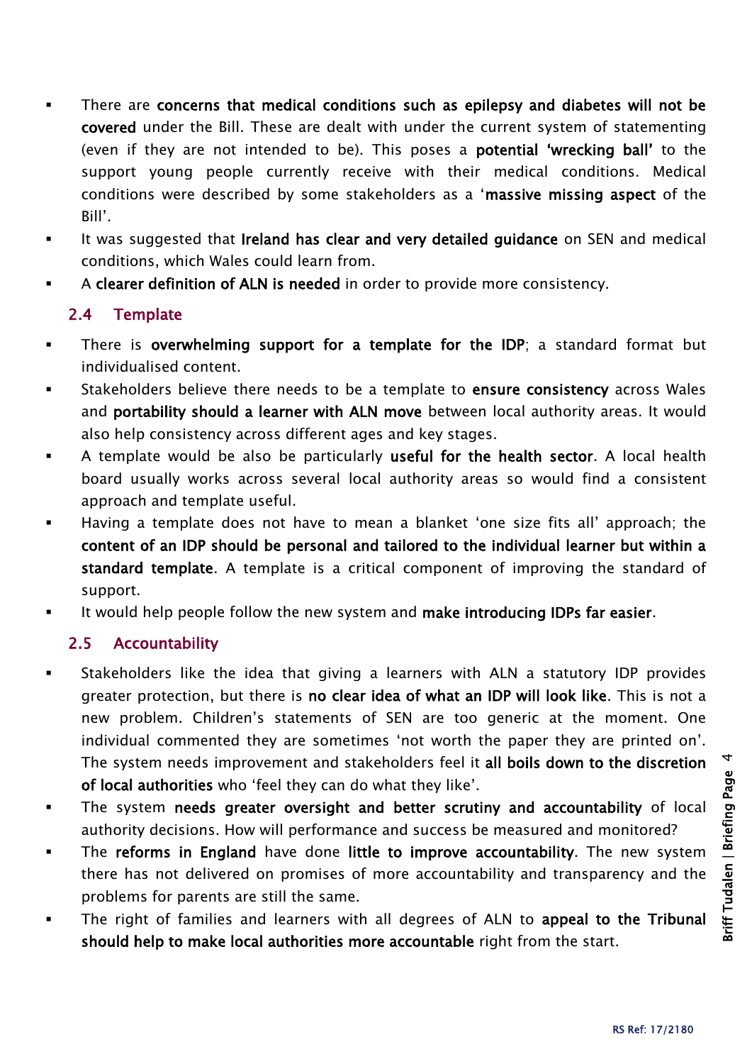- There are **concerns that medical conditions such as epilepsy and diabetes will not be covered** under the Bill. These are dealt with under the current system of statementing (even if they are not intended to be). This poses a **potential 'wrecking ball'** to the support young people currently receive with their medical conditions. Medical conditions were described by some stakeholders as a '**massive missing aspect** of the Bill'.
- It was suggested that **Ireland has clear and very detailed guidance** on SEN and medical conditions, which Wales could learn from.
- A **clearer definition of ALN is needed** in order to provide more consistency.

## 2.4 Template

- There is **overwhelming support for a template for the IDP**; a standard format but individualised content.
- Stakeholders believe there needs to be a template to **ensure consistency** across Wales and **portability should a learner with ALN move** between local authority areas. It would also help consistency across different ages and key stages.
- A template would be also be particularly **useful for the health sector**. A local health board usually works across several local authority areas so would find a consistent approach and template useful.
- Having a template does not have to mean a blanket 'one size fits all' approach; the **content of an IDP should be personal and tailored to the individual learner but within a standard template**. A template is a critical component of improving the standard of support.
- It would help people follow the new system and **make introducing IDPs far easier**.

## 2.5 Accountability

- Stakeholders like the idea that giving a learners with ALN a statutory IDP provides greater protection, but there is **no clear idea of what an IDP will look like**. This is not a new problem. Children's statements of SEN are too generic at the moment. One individual commented they are sometimes 'not worth the paper they are printed on'. The system needs improvement and stakeholders feel it **all boils down to the discretion of local authorities** who 'feel they can do what they like'.
- The system **needs greater oversight and better scrutiny and accountability** of local authority decisions. How will performance and success be measured and monitored?
- The **reforms in England** have done **little to improve accountability**. The new system there has not delivered on promises of more accountability and transparency and the problems for parents are still the same.
- The right of families and learners with all degrees of ALN to **appeal to the Tribunal should help to make local authorities more accountable** right from the start.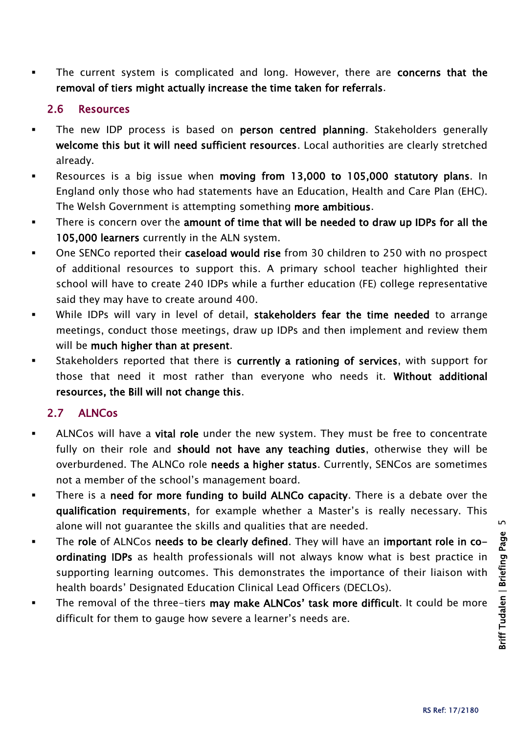- The current system is complicated and long. However, there are **concerns that the removal of tiers might actually increase the time taken for referrals**.

## 2.6 Resources

- The new IDP process is based on **person centred planning**. Stakeholders generally **welcome this but it will need sufficient resources**. Local authorities are clearly stretched already.
- Resources is a big issue when **moving from 13,000 to 105,000 statutory plans**. In England only those who had statements have an Education, Health and Care Plan (EHC). The Welsh Government is attempting something **more ambitious**.
- There is concern over the **amount of time that will be needed to draw up IDPs for all the 105,000 learners** currently in the ALN system.
- One SENCo reported their **caseload would rise** from 30 children to 250 with no prospect of additional resources to support this. A primary school teacher highlighted their school will have to create 240 IDPs while a further education (FE) college representative said they may have to create around 400.
- While IDPs will vary in level of detail, **stakeholders fear the time needed** to arrange meetings, conduct those meetings, draw up IDPs and then implement and review them will be **much higher than at present**.
- Stakeholders reported that there is **currently a rationing of services**, with support for those that need it most rather than everyone who needs it. **Without additional resources, the Bill will not change this**.

## 2.7 ALNCos

- ALNCos will have a **vital role** under the new system. They must be free to concentrate fully on their role and **should not have any teaching duties**, otherwise they will be overburdened. The ALNCo role **needs a higher status**. Currently, SENCos are sometimes not a member of the school's management board.
- There is a **need for more funding to build ALNCo capacity**. There is a debate over the **qualification requirements**, for example whether a Master's is really necessary. This alone will not guarantee the skills and qualities that are needed.
- The **role** of ALNCos **needs to be clearly defined**. They will have an **important role in co-ordinating IDPs** as health professionals will not always know what is best practice in supporting learning outcomes. This demonstrates the importance of their liaison with health boards' Designated Education Clinical Lead Officers (DECLOs).
- The removal of the three-tiers **may make ALNCos' task more difficult**. It could be more difficult for them to gauge how severe a learner's needs are.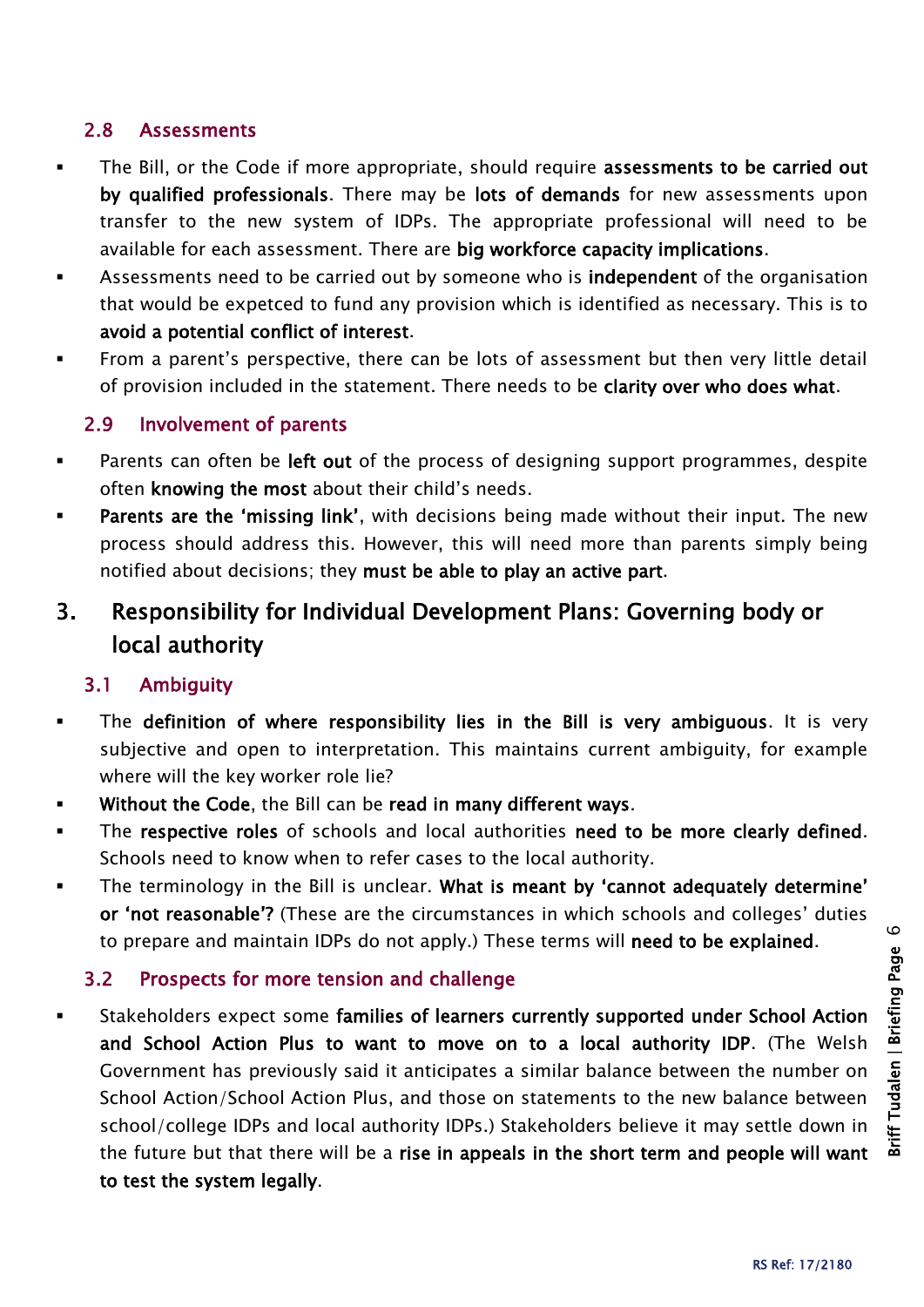### 2.8 Assessments

- The Bill, or the Code if more appropriate, should require **assessments to be carried out by qualified professionals**. There may be **lots of demands** for new assessments upon transfer to the new system of IDPs. The appropriate professional will need to be available for each assessment. There are **big workforce capacity implications**.
- Assessments need to be carried out by someone who is **independent** of the organisation that would be expetced to fund any provision which is identified as necessary. This is to **avoid a potential conflict of interest**.
- From a parent's perspective, there can be lots of assessment but then very little detail of provision included in the statement. There needs to be **clarity over who does what**.

### 2.9 Involvement of parents

- Parents can often be **left out** of the process of designing support programmes, despite often **knowing the most** about their child's needs.
- **Parents are the 'missing link'**, with decisions being made without their input. The new process should address this. However, this will need more than parents simply being notified about decisions; they **must be able to play an active part**.

## 3. Responsibility for Individual Development Plans: Governing body or local authority

### 3.1 Ambiguity

- The **definition of where responsibility lies in the Bill is very ambiguous**. It is very subjective and open to interpretation. This maintains current ambiguity, for example where will the key worker role lie?
- **Without the Code**, the Bill can be **read in many different ways**.
- The **respective roles** of schools and local authorities **need to be more clearly defined**. Schools need to know when to refer cases to the local authority.
- The terminology in the Bill is unclear. **What is meant by 'cannot adequately determine' or 'not reasonable'?** (These are the circumstances in which schools and colleges' duties to prepare and maintain IDPs do not apply.) These terms will **need to be explained**.

### 3.2 Prospects for more tension and challenge

- Stakeholders expect some **families of learners currently supported under School Action and School Action Plus to want to move on to a local authority IDP**. (The Welsh Government has previously said it anticipates a similar balance between the number on School Action/School Action Plus, and those on statements to the new balance between school/college IDPs and local authority IDPs.) Stakeholders believe it may settle down in the future but that there will be a **rise in appeals in the short term and people will want to test the system legally**.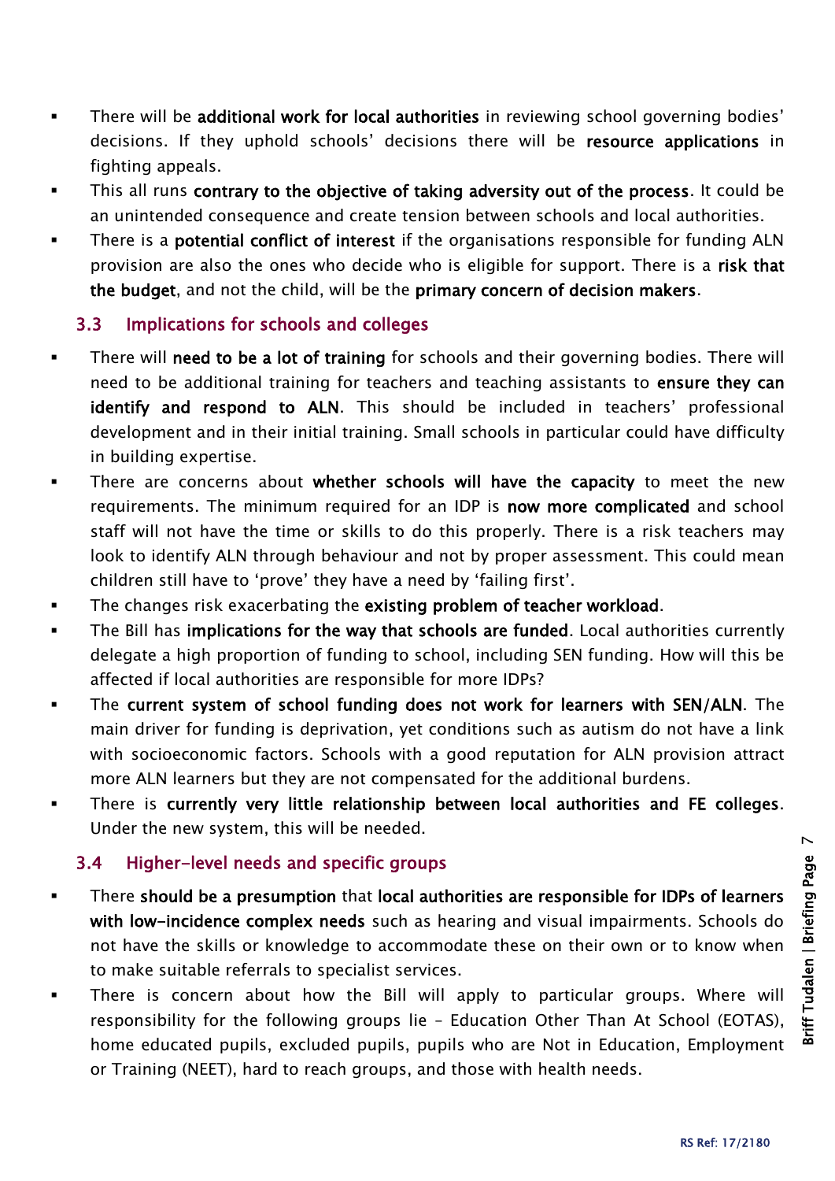- There will be **additional work for local authorities** in reviewing school governing bodies' decisions. If they uphold schools' decisions there will be **resource applications** in fighting appeals.
- This all runs **contrary to the objective of taking adversity out of the process**. It could be an unintended consequence and create tension between schools and local authorities.
- There is a **potential conflict of interest** if the organisations responsible for funding ALN provision are also the ones who decide who is eligible for support. There is a **risk that the budget**, and not the child, will be the **primary concern of decision makers**.

### 3.3 Implications for schools and colleges

- There will **need to be a lot of training** for schools and their governing bodies. There will need to be additional training for teachers and teaching assistants to **ensure they can identify and respond to ALN**. This should be included in teachers' professional development and in their initial training. Small schools in particular could have difficulty in building expertise.
- There are concerns about **whether schools will have the capacity** to meet the new requirements. The minimum required for an IDP is **now more complicated** and school staff will not have the time or skills to do this properly. There is a risk teachers may look to identify ALN through behaviour and not by proper assessment. This could mean children still have to 'prove' they have a need by 'failing first'.
- The changes risk exacerbating the **existing problem of teacher workload**.
- The Bill has **implications for the way that schools are funded**. Local authorities currently delegate a high proportion of funding to school, including SEN funding. How will this be affected if local authorities are responsible for more IDPs?
- The **current system of school funding does not work for learners with SEN/ALN**. The main driver for funding is deprivation, yet conditions such as autism do not have a link with socioeconomic factors. Schools with a good reputation for ALN provision attract more ALN learners but they are not compensated for the additional burdens.
- There is **currently very little relationship between local authorities and FE colleges**. Under the new system, this will be needed.

### 3.4 Higher-level needs and specific groups

- There **should be a presumption** that **local authorities are responsible for IDPs of learners with low-incidence complex needs** such as hearing and visual impairments. Schools do not have the skills or knowledge to accommodate these on their own or to know when to make suitable referrals to specialist services.
- There is concern about how the Bill will apply to particular groups. Where will responsibility for the following groups lie – Education Other Than At School (EOTAS), home educated pupils, excluded pupils, pupils who are Not in Education, Employment or Training (NEET), hard to reach groups, and those with health needs.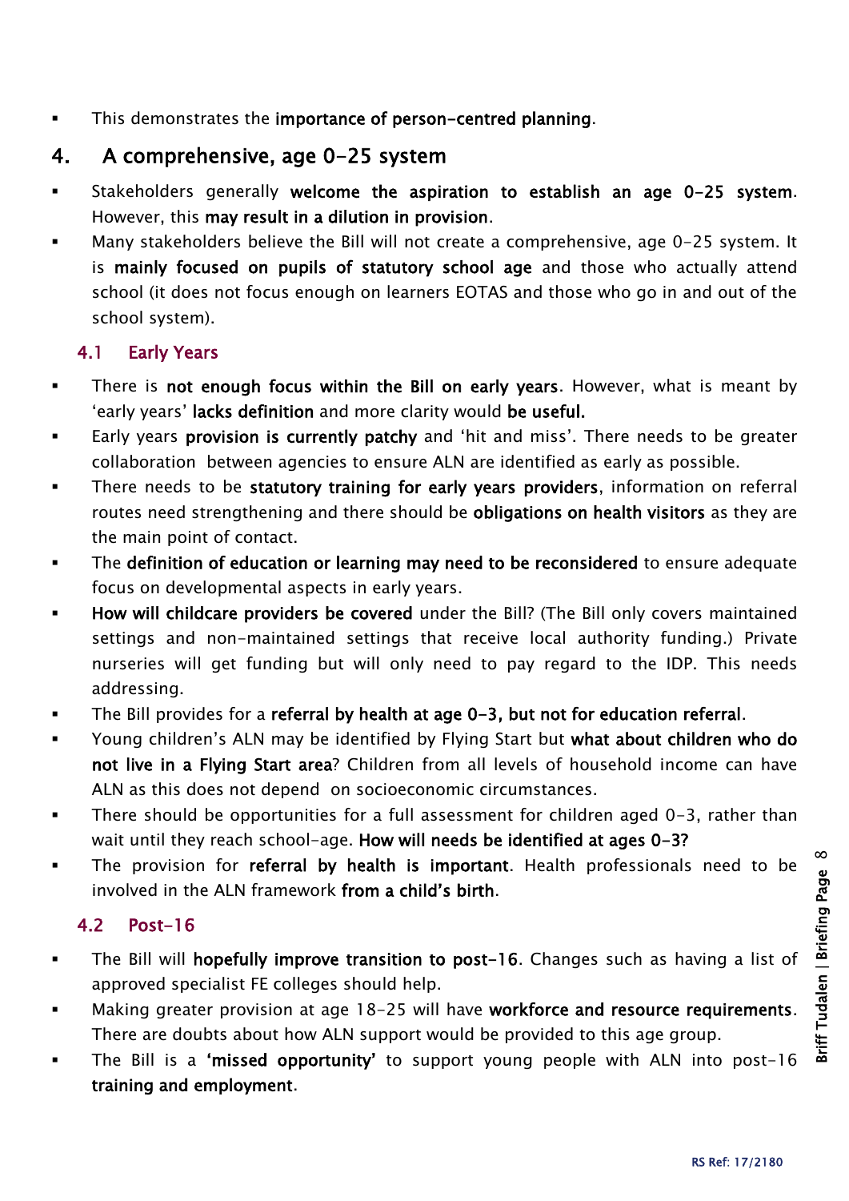- This demonstrates the **importance of person-centred planning**.

## 4. A comprehensive, age 0-25 system

- Stakeholders generally **welcome the aspiration to establish an age 0-25 system**. However, this **may result in a dilution in provision**.
- Many stakeholders believe the Bill will not create a comprehensive, age 0-25 system. It is **mainly focused on pupils of statutory school age** and those who actually attend school (it does not focus enough on learners EOTAS and those who go in and out of the school system).

### 4.1 Early Years

- There is **not enough focus within the Bill on early years**. However, what is meant by 'early years' **lacks definition** and more clarity would **be useful.**
- Early years **provision is currently patchy** and 'hit and miss'. There needs to be greater collaboration between agencies to ensure ALN are identified as early as possible.
- There needs to be **statutory training for early years providers**, information on referral routes need strengthening and there should be **obligations on health visitors** as they are the main point of contact.
- The **definition of education or learning may need to be reconsidered** to ensure adequate focus on developmental aspects in early years.
- **How will childcare providers be covered** under the Bill? (The Bill only covers maintained settings and non-maintained settings that receive local authority funding.) Private nurseries will get funding but will only need to pay regard to the IDP. This needs addressing.
- The Bill provides for a **referral by health at age 0-3, but not for education referral**.
- Young children's ALN may be identified by Flying Start but **what about children who do not live in a Flying Start area**? Children from all levels of household income can have ALN as this does not depend on socioeconomic circumstances.
- There should be opportunities for a full assessment for children aged 0-3, rather than wait until they reach school-age. **How will needs be identified at ages 0-3?**
- The provision for **referral by health is important**. Health professionals need to be involved in the ALN framework **from a child's birth**.

### 4.2 Post-16

- The Bill will **hopefully improve transition to post-16**. Changes such as having a list of approved specialist FE colleges should help.
- Making greater provision at age 18-25 will have **workforce and resource requirements**. There are doubts about how ALN support would be provided to this age group.
- The Bill is a **'missed opportunity'** to support young people with ALN into post-16 **training and employment**.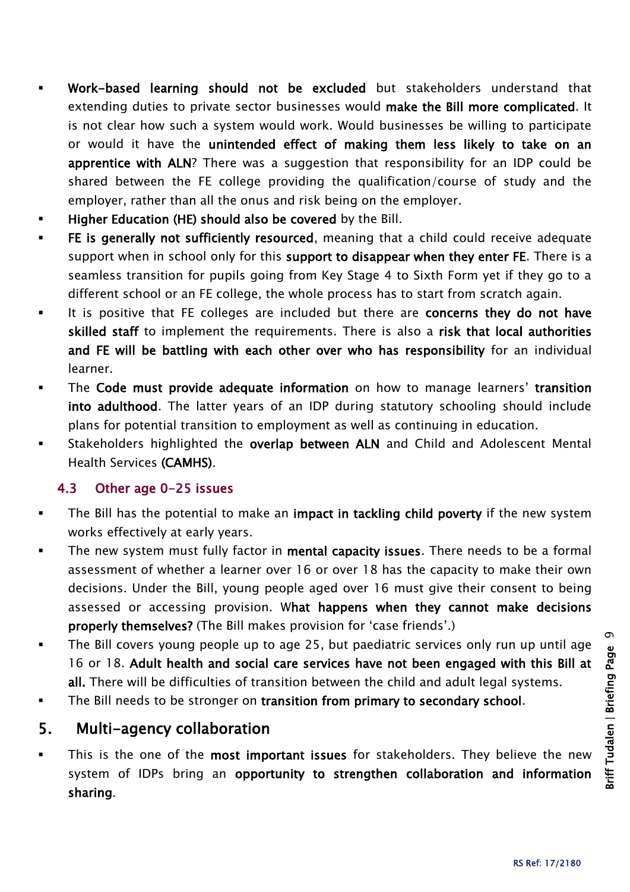- **Work-based learning should not be excluded** but stakeholders understand that extending duties to private sector businesses would **make the Bill more complicated**. It is not clear how such a system would work. Would businesses be willing to participate or would it have the **unintended effect of making them less likely to take on an apprentice with ALN**? There was a suggestion that responsibility for an IDP could be shared between the FE college providing the qualification/course of study and the employer, rather than all the onus and risk being on the employer.
- **Higher Education (HE) should also be covered** by the Bill.
- **FE is generally not sufficiently resourced**, meaning that a child could receive adequate support when in school only for this **support to disappear when they enter FE**. There is a seamless transition for pupils going from Key Stage 4 to Sixth Form yet if they go to a different school or an FE college, the whole process has to start from scratch again.
- It is positive that FE colleges are included but there are **concerns they do not have skilled staff** to implement the requirements. There is also a **risk that local authorities and FE will be battling with each other over who has responsibility** for an individual learner.
- The **Code must provide adequate information** on how to manage learners' **transition into adulthood**. The latter years of an IDP during statutory schooling should include plans for potential transition to employment as well as continuing in education.
- Stakeholders highlighted the **overlap between ALN** and Child and Adolescent Mental Health Services **(CAMHS)**.

### 4.3 Other age 0-25 issues

- The Bill has the potential to make an **impact in tackling child poverty** if the new system works effectively at early years.
- The new system must fully factor in **mental capacity issues**. There needs to be a formal assessment of whether a learner over 16 or over 18 has the capacity to make their own decisions. Under the Bill, young people aged over 16 must give their consent to being assessed or accessing provision. W**hat happens when they cannot make decisions properly themselves?** (The Bill makes provision for 'case friends'.)
- The Bill covers young people up to age 25, but paediatric services only run up until age 16 or 18. **Adult health and social care services have not been engaged with this Bill at all.** There will be difficulties of transition between the child and adult legal systems.
- The Bill needs to be stronger on **transition from primary to secondary school**.

## 5. Multi-agency collaboration

- This is the one of the **most important issues** for stakeholders. They believe the new system of IDPs bring an **opportunity to strengthen collaboration and information sharing**.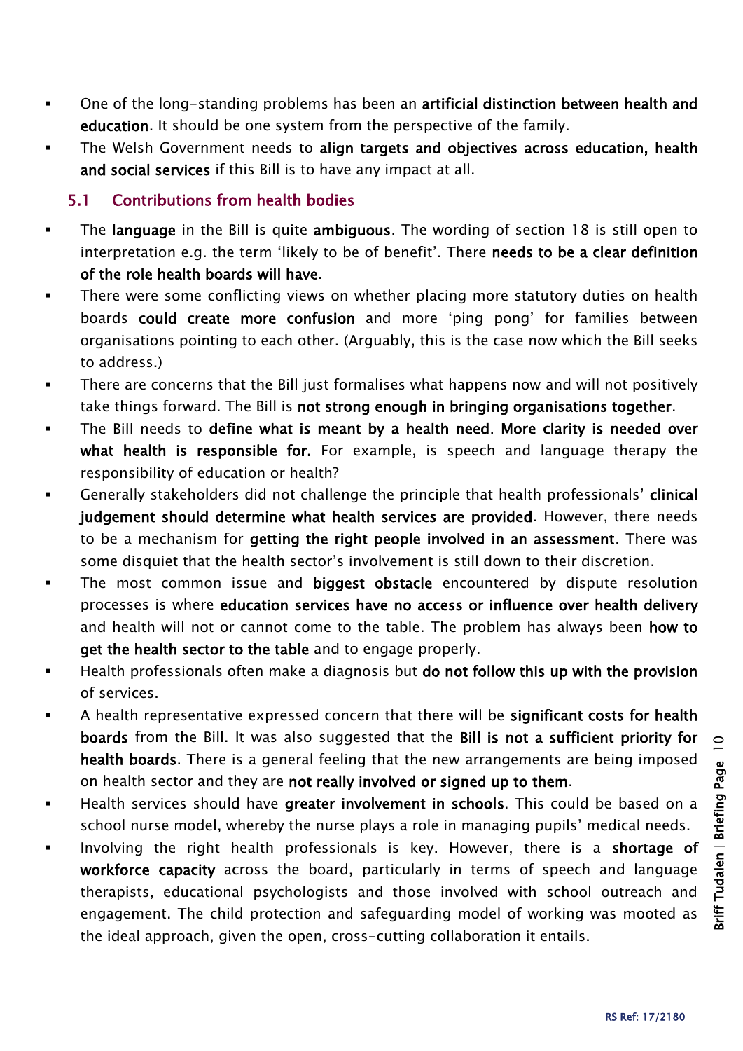- One of the long-standing problems has been an **artificial distinction between health and education**. It should be one system from the perspective of the family.
- The Welsh Government needs to **align targets and objectives across education, health and social services** if this Bill is to have any impact at all.

## 5.1 Contributions from health bodies

- The **language** in the Bill is quite **ambiguous**. The wording of section 18 is still open to interpretation e.g. the term 'likely to be of benefit'. There **needs to be a clear definition of the role health boards will have**.
- There were some conflicting views on whether placing more statutory duties on health boards **could create more confusion** and more 'ping pong' for families between organisations pointing to each other. (Arguably, this is the case now which the Bill seeks to address.)
- There are concerns that the Bill just formalises what happens now and will not positively take things forward. The Bill is **not strong enough in bringing organisations together**.
- The Bill needs to **define what is meant by a health need**. **More clarity is needed over what health is responsible for.** For example, is speech and language therapy the responsibility of education or health?
- Generally stakeholders did not challenge the principle that health professionals' **clinical judgement should determine what health services are provided**. However, there needs to be a mechanism for **getting the right people involved in an assessment**. There was some disquiet that the health sector's involvement is still down to their discretion.
- The most common issue and **biggest obstacle** encountered by dispute resolution processes is where **education services have no access or influence over health delivery** and health will not or cannot come to the table. The problem has always been **how to get the health sector to the table** and to engage properly.
- Health professionals often make a diagnosis but **do not follow this up with the provision** of services.
- A health representative expressed concern that there will be **significant costs for health boards** from the Bill. It was also suggested that the **Bill is not a sufficient priority for health boards**. There is a general feeling that the new arrangements are being imposed on health sector and they are **not really involved or signed up to them**.
- Health services should have **greater involvement in schools**. This could be based on a school nurse model, whereby the nurse plays a role in managing pupils' medical needs.
- Involving the right health professionals is key. However, there is a **shortage of workforce capacity** across the board, particularly in terms of speech and language therapists, educational psychologists and those involved with school outreach and engagement. The child protection and safeguarding model of working was mooted as the ideal approach, given the open, cross-cutting collaboration it entails.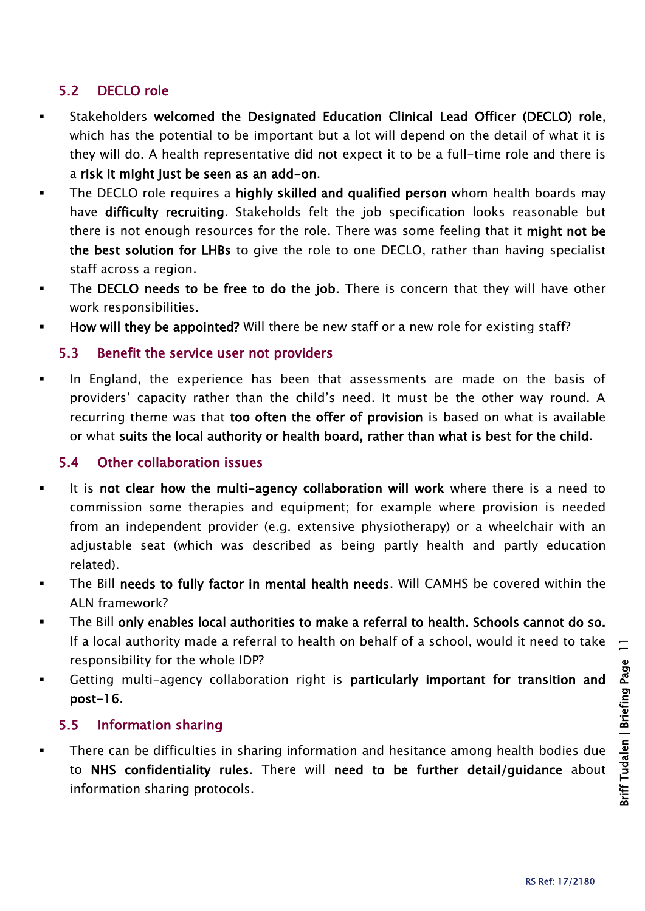## 5.2 DECLO role

- Stakeholders **welcomed the Designated Education Clinical Lead Officer (DECLO) role**, which has the potential to be important but a lot will depend on the detail of what it is they will do. A health representative did not expect it to be a full-time role and there is a **risk it might just be seen as an add-on**.
- The DECLO role requires a **highly skilled and qualified person** whom health boards may have **difficulty recruiting**. Stakeholds felt the job specification looks reasonable but there is not enough resources for the role. There was some feeling that it **might not be the best solution for LHBs** to give the role to one DECLO, rather than having specialist staff across a region.
- The **DECLO needs to be free to do the job.** There is concern that they will have other work responsibilities.
- **How will they be appointed?** Will there be new staff or a new role for existing staff?

## 5.3 Benefit the service user not providers

- In England, the experience has been that assessments are made on the basis of providers' capacity rather than the child's need. It must be the other way round. A recurring theme was that **too often the offer of provision** is based on what is available or what **suits the local authority or health board, rather than what is best for the child**.

## 5.4 Other collaboration issues

- It is **not clear how the multi-agency collaboration will work** where there is a need to commission some therapies and equipment; for example where provision is needed from an independent provider (e.g. extensive physiotherapy) or a wheelchair with an adjustable seat (which was described as being partly health and partly education related).
- The Bill **needs to fully factor in mental health needs**. Will CAMHS be covered within the ALN framework?
- The Bill **only enables local authorities to make a referral to health. Schools cannot do so.** If a local authority made a referral to health on behalf of a school, would it need to take responsibility for the whole IDP?
- Getting multi-agency collaboration right is **particularly important for transition and post-16**.

## 5.5 Information sharing

- There can be difficulties in sharing information and hesitance among health bodies due to **NHS confidentiality rules**. There will **need to be further detail/guidance** about information sharing protocols.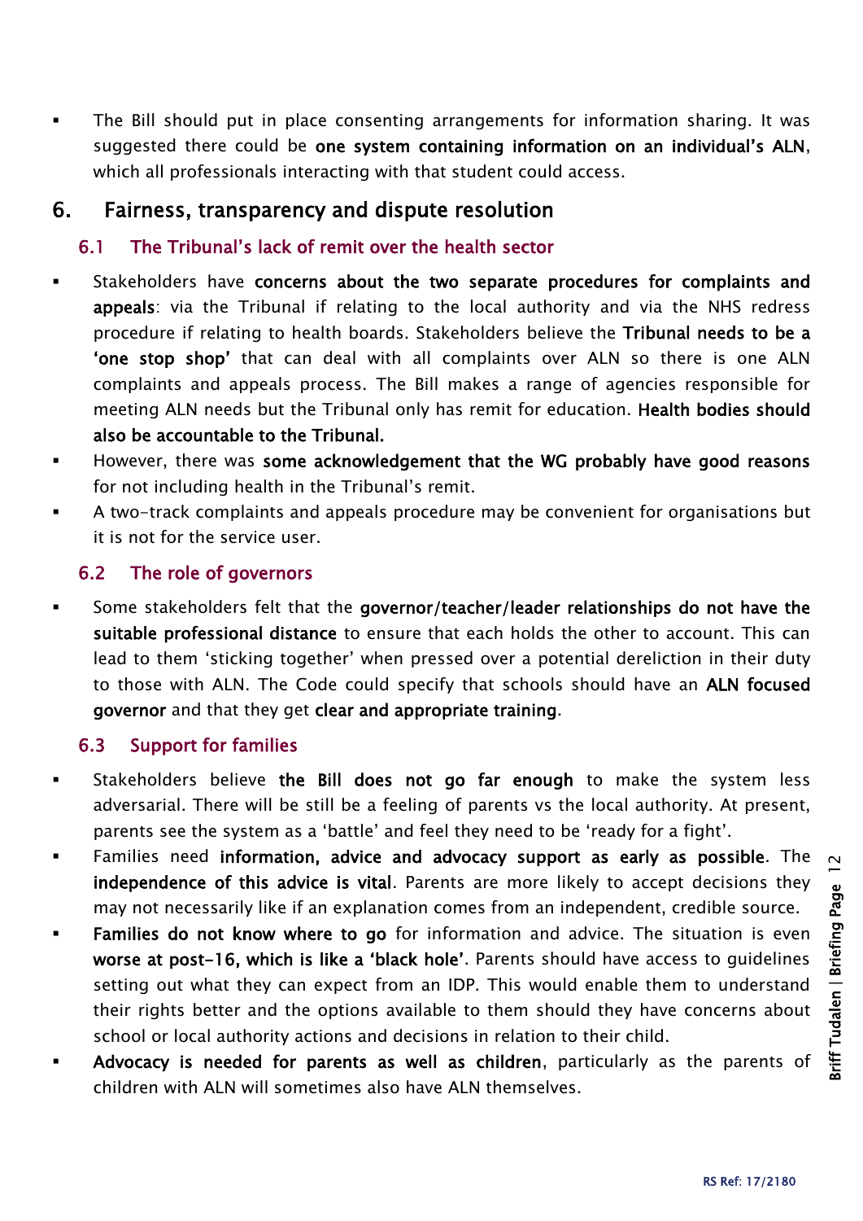- The Bill should put in place consenting arrangements for information sharing. It was suggested there could be **one system containing information on an individual's ALN**, which all professionals interacting with that student could access.

## 6. Fairness, transparency and dispute resolution

### 6.1 The Tribunal's lack of remit over the health sector

- Stakeholders have **concerns about the two separate procedures for complaints and appeals**: via the Tribunal if relating to the local authority and via the NHS redress procedure if relating to health boards. Stakeholders believe the **Tribunal needs to be a 'one stop shop'** that can deal with all complaints over ALN so there is one ALN complaints and appeals process. The Bill makes a range of agencies responsible for meeting ALN needs but the Tribunal only has remit for education. **Health bodies should also be accountable to the Tribunal.**
- However, there was **some acknowledgement that the WG probably have good reasons** for not including health in the Tribunal's remit.
- A two-track complaints and appeals procedure may be convenient for organisations but it is not for the service user.

### 6.2 The role of governors

- Some stakeholders felt that the **governor/teacher/leader relationships do not have the suitable professional distance** to ensure that each holds the other to account. This can lead to them 'sticking together' when pressed over a potential dereliction in their duty to those with ALN. The Code could specify that schools should have an **ALN focused governor** and that they get **clear and appropriate training**.

### 6.3 Support for families

- Stakeholders believe **the Bill does not go far enough** to make the system less adversarial. There will be still be a feeling of parents vs the local authority. At present, parents see the system as a 'battle' and feel they need to be 'ready for a fight'.
- Families need **information, advice and advocacy support as early as possible**. The **independence of this advice is vital**. Parents are more likely to accept decisions they may not necessarily like if an explanation comes from an independent, credible source.
- **Families do not know where to go** for information and advice. The situation is even **worse at post-16, which is like a 'black hole'**. Parents should have access to guidelines setting out what they can expect from an IDP. This would enable them to understand their rights better and the options available to them should they have concerns about school or local authority actions and decisions in relation to their child.
- **Advocacy is needed for parents as well as children**, particularly as the parents of children with ALN will sometimes also have ALN themselves.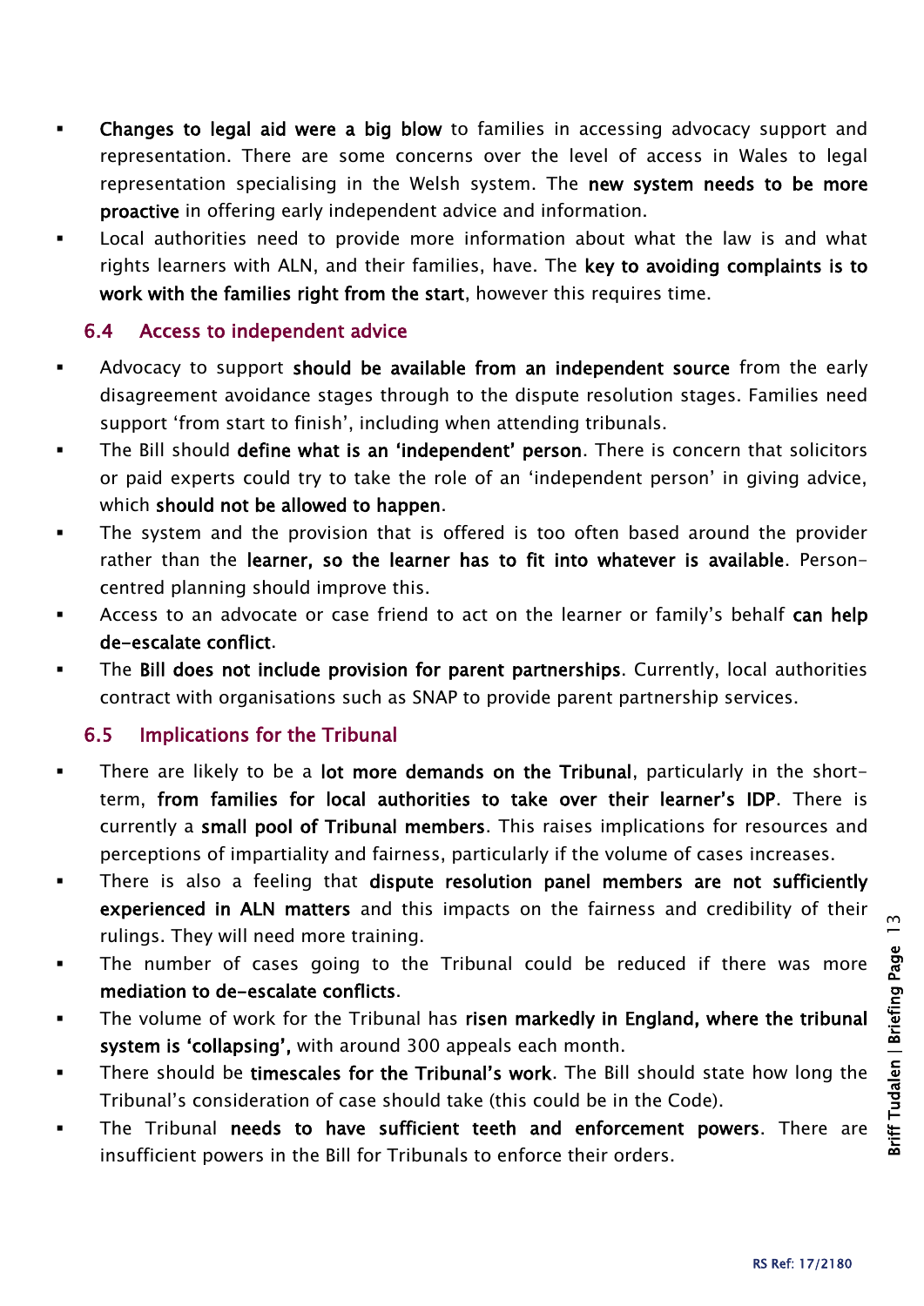- **Changes to legal aid were a big blow** to families in accessing advocacy support and representation. There are some concerns over the level of access in Wales to legal representation specialising in the Welsh system. The **new system needs to be more proactive** in offering early independent advice and information.
- Local authorities need to provide more information about what the law is and what rights learners with ALN, and their families, have. The **key to avoiding complaints is to work with the families right from the start**, however this requires time.

### 6.4 Access to independent advice

- Advocacy to support **should be available from an independent source** from the early disagreement avoidance stages through to the dispute resolution stages. Families need support 'from start to finish', including when attending tribunals.
- The Bill should **define what is an 'independent' person**. There is concern that solicitors or paid experts could try to take the role of an 'independent person' in giving advice, which **should not be allowed to happen**.
- The system and the provision that is offered is too often based around the provider rather than the **learner, so the learner has to fit into whatever is available**. Person-centred planning should improve this.
- Access to an advocate or case friend to act on the learner or family's behalf **can help de-escalate conflict**.
- The **Bill does not include provision for parent partnerships**. Currently, local authorities contract with organisations such as SNAP to provide parent partnership services.

### 6.5 Implications for the Tribunal

- There are likely to be a **lot more demands on the Tribunal**, particularly in the short-term, **from families for local authorities to take over their learner's IDP**. There is currently a **small pool of Tribunal members**. This raises implications for resources and perceptions of impartiality and fairness, particularly if the volume of cases increases.
- There is also a feeling that **dispute resolution panel members are not sufficiently experienced in ALN matters** and this impacts on the fairness and credibility of their rulings. They will need more training.
- The number of cases going to the Tribunal could be reduced if there was more **mediation to de-escalate conflicts**.
- The volume of work for the Tribunal has **risen markedly in England, where the tribunal system is 'collapsing',** with around 300 appeals each month.
- There should be **timescales for the Tribunal's work**. The Bill should state how long the Tribunal's consideration of case should take (this could be in the Code).
- The Tribunal **needs to have sufficient teeth and enforcement powers**. There are insufficient powers in the Bill for Tribunals to enforce their orders.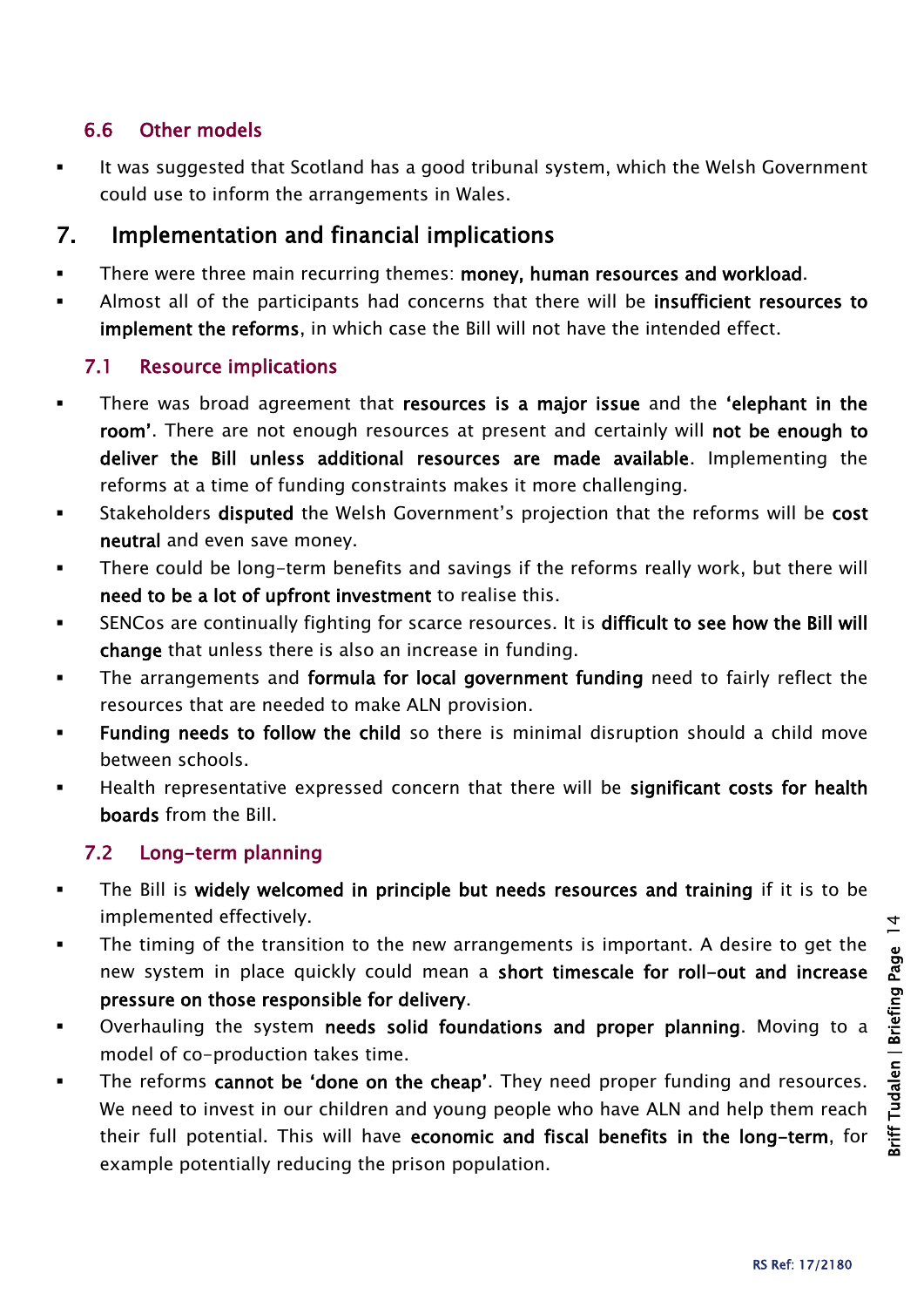### 6.6 Other models

- It was suggested that Scotland has a good tribunal system, which the Welsh Government could use to inform the arrangements in Wales.

## 7. Implementation and financial implications

- There were three main recurring themes: **money, human resources and workload**.
- Almost all of the participants had concerns that there will be **insufficient resources to implement the reforms**, in which case the Bill will not have the intended effect.

### 7.1 Resource implications

- There was broad agreement that **resources is a major issue** and the **'elephant in the room'**. There are not enough resources at present and certainly will **not be enough to deliver the Bill unless additional resources are made available**. Implementing the reforms at a time of funding constraints makes it more challenging.
- Stakeholders **disputed** the Welsh Government's projection that the reforms will be **cost neutral** and even save money.
- There could be long-term benefits and savings if the reforms really work, but there will **need to be a lot of upfront investment** to realise this.
- SENCos are continually fighting for scarce resources. It is **difficult to see how the Bill will change** that unless there is also an increase in funding.
- The arrangements and **formula for local government funding** need to fairly reflect the resources that are needed to make ALN provision.
- **Funding needs to follow the child** so there is minimal disruption should a child move between schools.
- Health representative expressed concern that there will be **significant costs for health boards** from the Bill.

### 7.2 Long-term planning

- The Bill is **widely welcomed in principle but needs resources and training** if it is to be implemented effectively.
- The timing of the transition to the new arrangements is important. A desire to get the new system in place quickly could mean a **short timescale for roll-out and increase pressure on those responsible for delivery**.
- Overhauling the system **needs solid foundations and proper planning**. Moving to a model of co-production takes time.
- The reforms **cannot be 'done on the cheap'**. They need proper funding and resources. We need to invest in our children and young people who have ALN and help them reach their full potential. This will have **economic and fiscal benefits in the long-term**, for example potentially reducing the prison population.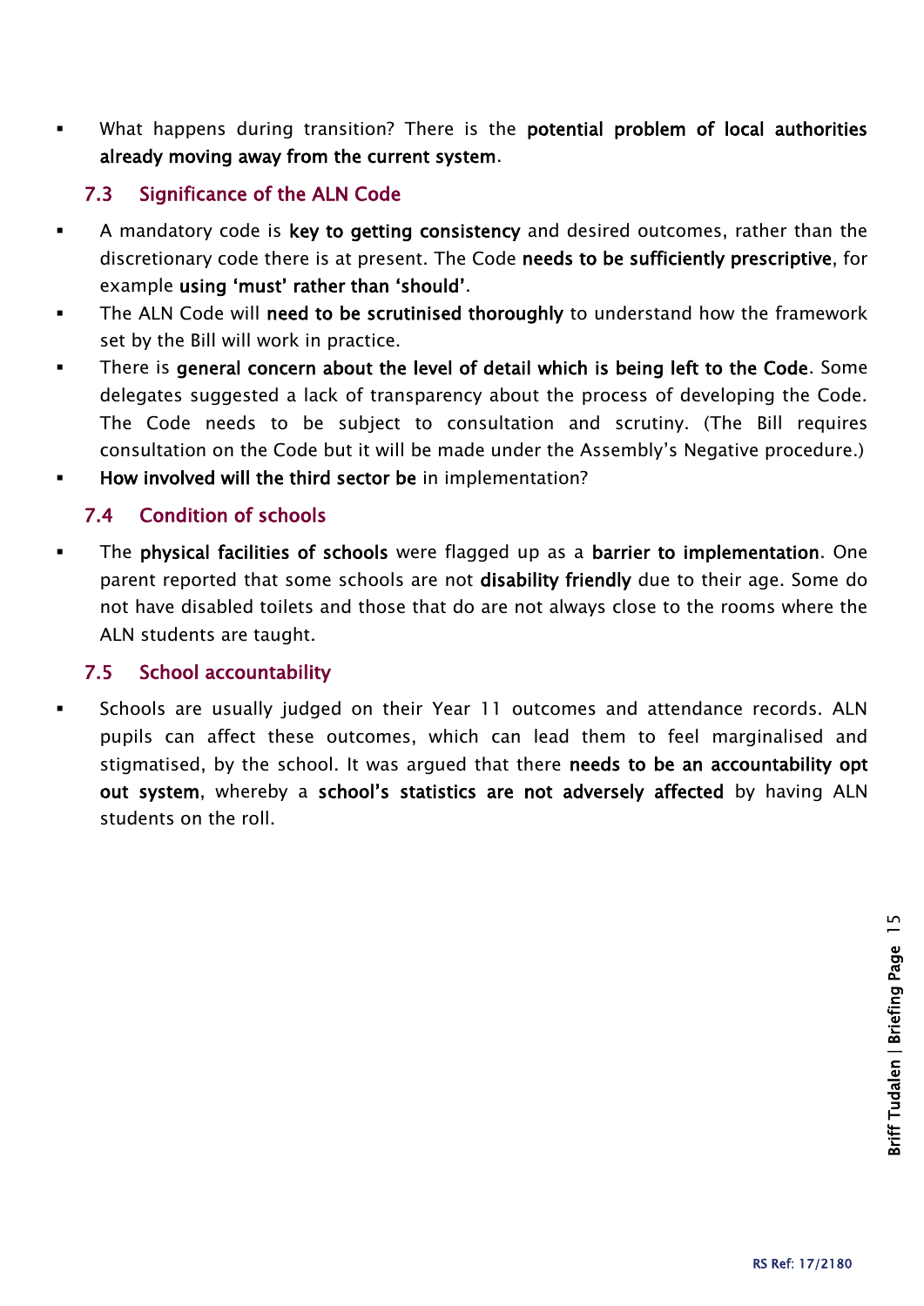- What happens during transition? There is the **potential problem of local authorities already moving away from the current system**.

### 7.3 Significance of the ALN Code

- A mandatory code is **key to getting consistency** and desired outcomes, rather than the discretionary code there is at present. The Code **needs to be sufficiently prescriptive**, for example **using 'must' rather than 'should'**.
- The ALN Code will **need to be scrutinised thoroughly** to understand how the framework set by the Bill will work in practice.
- There is **general concern about the level of detail which is being left to the Code**. Some delegates suggested a lack of transparency about the process of developing the Code. The Code needs to be subject to consultation and scrutiny. (The Bill requires consultation on the Code but it will be made under the Assembly's Negative procedure.)
- **How involved will the third sector be** in implementation?

### 7.4 Condition of schools

- The **physical facilities of schools** were flagged up as a **barrier to implementation**. One parent reported that some schools are not **disability friendly** due to their age. Some do not have disabled toilets and those that do are not always close to the rooms where the ALN students are taught.

### 7.5 School accountability

- Schools are usually judged on their Year 11 outcomes and attendance records. ALN pupils can affect these outcomes, which can lead them to feel marginalised and stigmatised, by the school. It was argued that there **needs to be an accountability opt out system**, whereby a **school's statistics are not adversely affected** by having ALN students on the roll.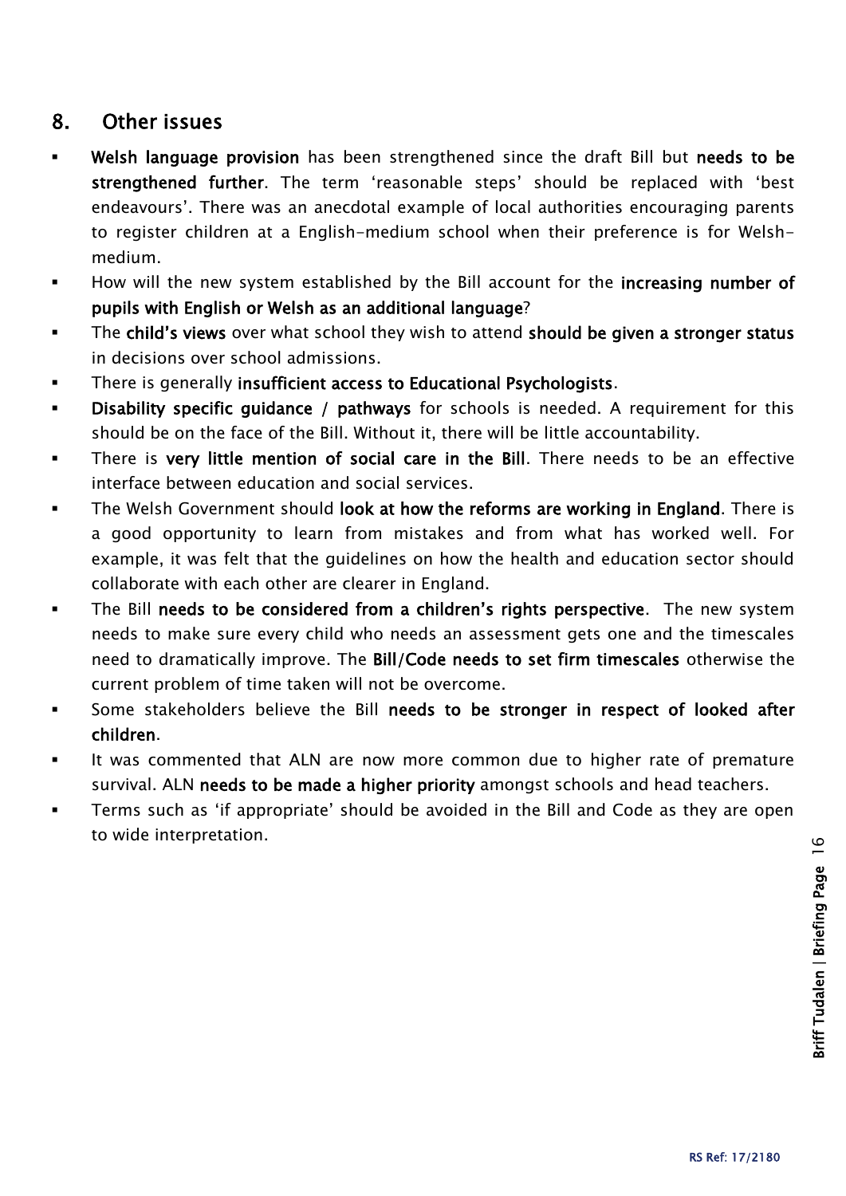## 8. Other issues

- **Welsh language provision** has been strengthened since the draft Bill but **needs to be strengthened further**. The term 'reasonable steps' should be replaced with 'best endeavours'. There was an anecdotal example of local authorities encouraging parents to register children at a English-medium school when their preference is for Welsh-medium.
- How will the new system established by the Bill account for the **increasing number of pupils with English or Welsh as an additional language**?
- The **child's views** over what school they wish to attend **should be given a stronger status** in decisions over school admissions.
- There is generally **insufficient access to Educational Psychologists**.
- **Disability specific guidance / pathways** for schools is needed. A requirement for this should be on the face of the Bill. Without it, there will be little accountability.
- There is **very little mention of social care in the Bill**. There needs to be an effective interface between education and social services.
- The Welsh Government should **look at how the reforms are working in England**. There is a good opportunity to learn from mistakes and from what has worked well. For example, it was felt that the guidelines on how the health and education sector should collaborate with each other are clearer in England.
- The Bill **needs to be considered from a children's rights perspective**. The new system needs to make sure every child who needs an assessment gets one and the timescales need to dramatically improve. The **Bill/Code needs to set firm timescales** otherwise the current problem of time taken will not be overcome.
- Some stakeholders believe the Bill **needs to be stronger in respect of looked after children**.
- It was commented that ALN are now more common due to higher rate of premature survival. ALN **needs to be made a higher priority** amongst schools and head teachers.
- Terms such as 'if appropriate' should be avoided in the Bill and Code as they are open to wide interpretation.